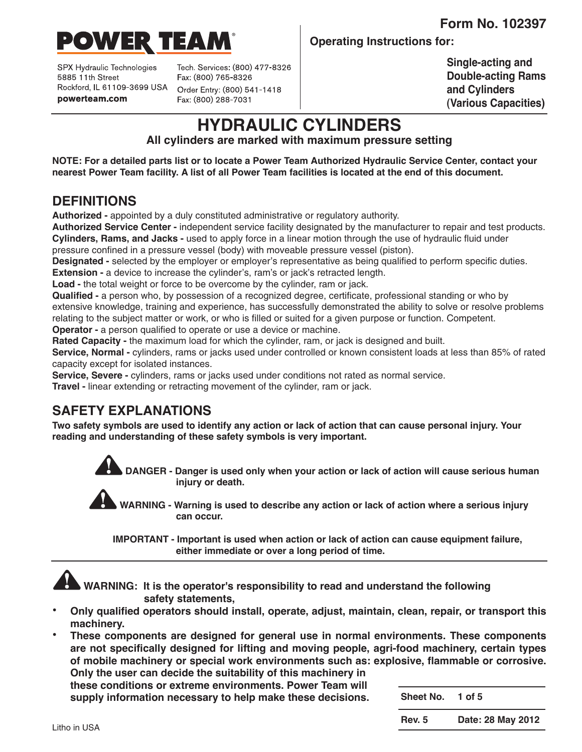Form No. 102397

**POWER TEAM**

SPX Hydraulic Technologies
5885 11th Street
Rockford, IL 61109-3699 USA
**powerteam.com**

Tech. Services: (800) 477-8326
Fax: (800) 765-8326
Order Entry: (800) 541-1418
Fax: (800) 288-7031

**Operating Instructions for:**

**Single-acting and Double-acting Rams and Cylinders (Various Capacities)**

# HYDRAULIC CYLINDERS

**All cylinders are marked with maximum pressure setting**

**NOTE: For a detailed parts list or to locate a Power Team Authorized Hydraulic Service Center, contact your nearest Power Team facility. A list of all Power Team facilities is located at the end of this document.**

## DEFINITIONS

**Authorized -** appointed by a duly constituted administrative or regulatory authority.
**Authorized Service Center -** independent service facility designated by the manufacturer to repair and test products.
**Cylinders, Rams, and Jacks -** used to apply force in a linear motion through the use of hydraulic fluid under pressure confined in a pressure vessel (body) with moveable pressure vessel (piston).
**Designated -** selected by the employer or employer's representative as being qualified to perform specific duties.
**Extension -** a device to increase the cylinder's, ram's or jack's retracted length.
**Load -** the total weight or force to be overcome by the cylinder, ram or jack.
**Qualified -** a person who, by possession of a recognized degree, certificate, professional standing or who by extensive knowledge, training and experience, has successfully demonstrated the ability to solve or resolve problems relating to the subject matter or work, or who is filled or suited for a given purpose or function. Competent.
**Operator -** a person qualified to operate or use a device or machine.
**Rated Capacity -** the maximum load for which the cylinder, ram, or jack is designed and built.
**Service, Normal -** cylinders, rams or jacks used under controlled or known consistent loads at less than 85% of rated capacity except for isolated instances.
**Service, Severe -** cylinders, rams or jacks used under conditions not rated as normal service.
**Travel -** linear extending or retracting movement of the cylinder, ram or jack.

## SAFETY EXPLANATIONS

**Two safety symbols are used to identify any action or lack of action that can cause personal injury. Your reading and understanding of these safety symbols is very important.**

**DANGER - Danger is used only when your action or lack of action will cause serious human injury or death.**

**WARNING - Warning is used to describe any action or lack of action where a serious injury can occur.**

**IMPORTANT - Important is used when action or lack of action can cause equipment failure, either immediate or over a long period of time.**

**WARNING: It is the operator's responsibility to read and understand the following safety statements,**

- **Only qualified operators should install, operate, adjust, maintain, clean, repair, or transport this machinery.**
- **These components are designed for general use in normal environments. These components are not specifically designed for lifting and moving people, agri-food machinery, certain types of mobile machinery or special work environments such as: explosive, flammable or corrosive. Only the user can decide the suitability of this machinery in these conditions or extreme environments. Power Team will supply information necessary to help make these decisions.**

| Sheet No. | 1 of 5 |
|---|---|
| Rev. 5 | Date: 28 May 2012 |

Litho in USA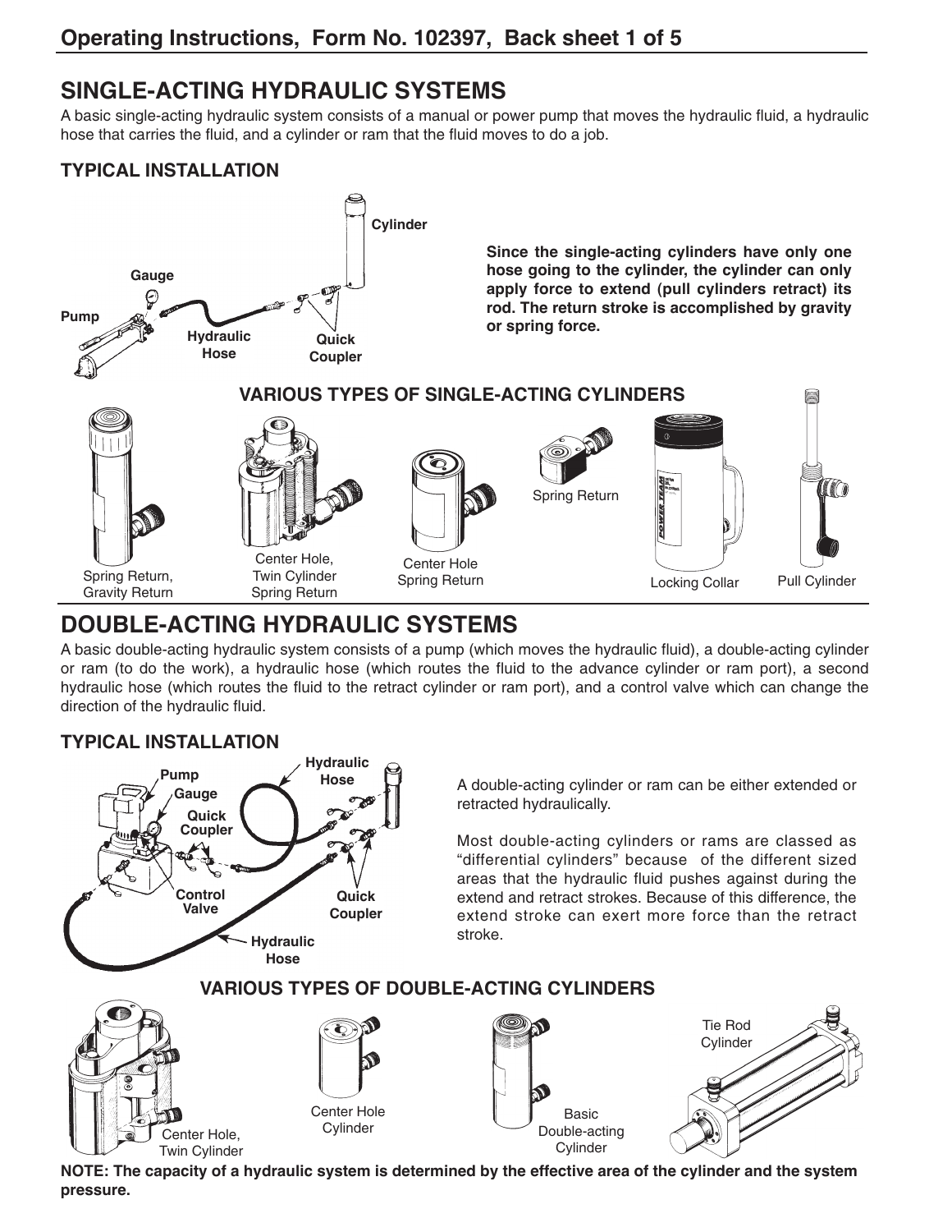# SINGLE-ACTING HYDRAULIC SYSTEMS

A basic single-acting hydraulic system consists of a manual or power pump that moves the hydraulic fluid, a hydraulic hose that carries the fluid, and a cylinder or ram that the fluid moves to do a job.

### TYPICAL INSTALLATION

Pump

Gauge

Hydraulic Hose

Quick Coupler

Cylinder

**Since the single-acting cylinders have only one hose going to the cylinder, the cylinder can only apply force to extend (pull cylinders retract) its rod. The return stroke is accomplished by gravity or spring force.**

### VARIOUS TYPES OF SINGLE-ACTING CYLINDERS

Spring Return, Gravity Return

Center Hole, Twin Cylinder Spring Return

Center Hole Spring Return

Spring Return

Locking Collar

Pull Cylinder

# DOUBLE-ACTING HYDRAULIC SYSTEMS

A basic double-acting hydraulic system consists of a pump (which moves the hydraulic fluid), a double-acting cylinder or ram (to do the work), a hydraulic hose (which routes the fluid to the advance cylinder or ram port), a second hydraulic hose (which routes the fluid to the retract cylinder or ram port), and a control valve which can change the direction of the hydraulic fluid.

### TYPICAL INSTALLATION

Pump

Gauge

Quick Coupler

Control Valve

Hydraulic Hose

Quick Coupler

Hydraulic Hose

A double-acting cylinder or ram can be either extended or retracted hydraulically.

Most double-acting cylinders or rams are classed as "differential cylinders" because of the different sized areas that the hydraulic fluid pushes against during the extend and retract strokes. Because of this difference, the extend stroke can exert more force than the retract stroke.

### VARIOUS TYPES OF DOUBLE-ACTING CYLINDERS

Center Hole, Twin Cylinder

Center Hole Cylinder

Basic Double-acting Cylinder

Tie Rod Cylinder

**NOTE: The capacity of a hydraulic system is determined by the effective area of the cylinder and the system pressure.**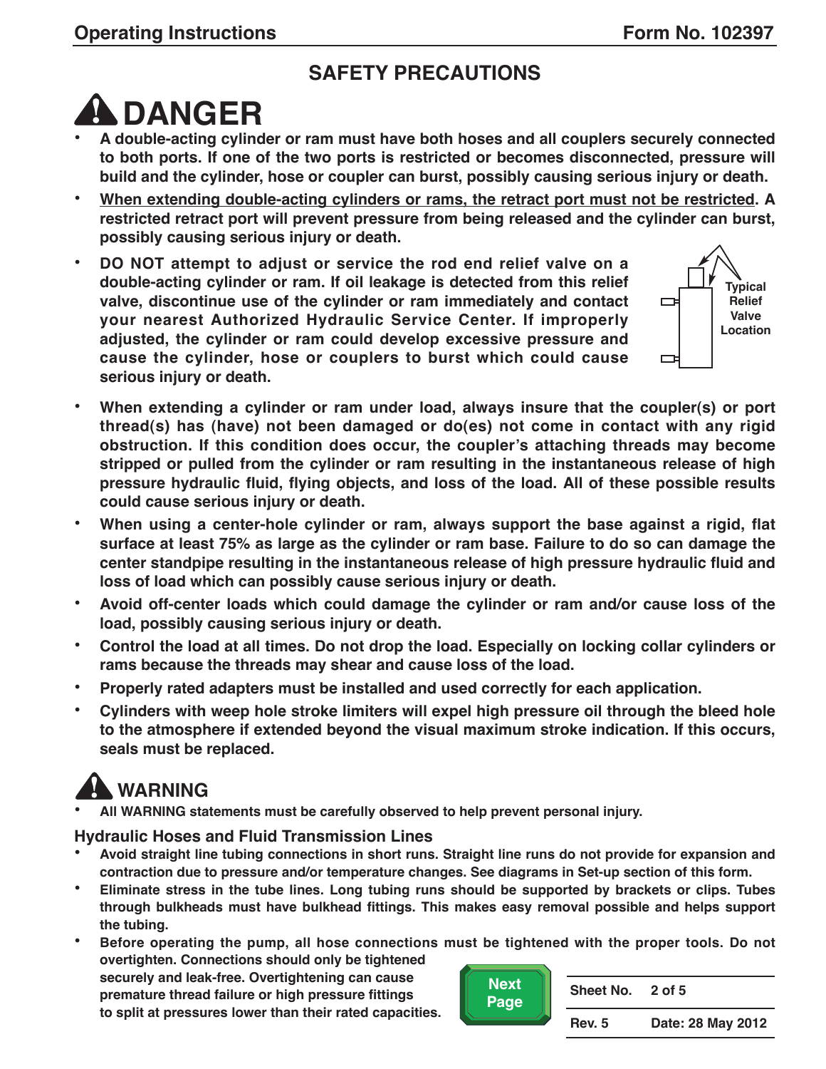## SAFETY PRECAUTIONS

# ⚠ DANGER

- **A double-acting cylinder or ram must have both hoses and all couplers securely connected to both ports. If one of the two ports is restricted or becomes disconnected, pressure will build and the cylinder, hose or coupler can burst, possibly causing serious injury or death.**
- **<u>When extending double-acting cylinders or rams, the retract port must not be restricted</u>. A restricted retract port will prevent pressure from being released and the cylinder can burst, possibly causing serious injury or death.**
- **DO NOT attempt to adjust or service the rod end relief valve on a double-acting cylinder or ram. If oil leakage is detected from this relief valve, discontinue use of the cylinder or ram immediately and contact your nearest Authorized Hydraulic Service Center. If improperly adjusted, the cylinder or ram could develop excessive pressure and cause the cylinder, hose or couplers to burst which could cause serious injury or death.**

  Typical Relief Valve Location

- **When extending a cylinder or ram under load, always insure that the coupler(s) or port thread(s) has (have) not been damaged or do(es) not come in contact with any rigid obstruction. If this condition does occur, the coupler's attaching threads may become stripped or pulled from the cylinder or ram resulting in the instantaneous release of high pressure hydraulic fluid, flying objects, and loss of the load. All of these possible results could cause serious injury or death.**
- **When using a center-hole cylinder or ram, always support the base against a rigid, flat surface at least 75% as large as the cylinder or ram base. Failure to do so can damage the center standpipe resulting in the instantaneous release of high pressure hydraulic fluid and loss of load which can possibly cause serious injury or death.**
- **Avoid off-center loads which could damage the cylinder or ram and/or cause loss of the load, possibly causing serious injury or death.**
- **Control the load at all times. Do not drop the load. Especially on locking collar cylinders or rams because the threads may shear and cause loss of the load.**
- **Properly rated adapters must be installed and used correctly for each application.**
- **Cylinders with weep hole stroke limiters will expel high pressure oil through the bleed hole to the atmosphere if extended beyond the visual maximum stroke indication. If this occurs, seals must be replaced.**

## ⚠ WARNING

- **All WARNING statements must be carefully observed to help prevent personal injury.**

### Hydraulic Hoses and Fluid Transmission Lines

- **Avoid straight line tubing connections in short runs. Straight line runs do not provide for expansion and contraction due to pressure and/or temperature changes. See diagrams in Set-up section of this form.**
- **Eliminate stress in the tube lines. Long tubing runs should be supported by brackets or clips. Tubes through bulkheads must have bulkhead fittings. This makes easy removal possible and helps support the tubing.**
- **Before operating the pump, all hose connections must be tightened with the proper tools. Do not overtighten. Connections should only be tightened securely and leak-free. Overtightening can cause premature thread failure or high pressure fittings to split at pressures lower than their rated capacities.**

| Sheet No. | 2 of 5 |
|---|---|
| Rev. 5 | Date: 28 May 2012 |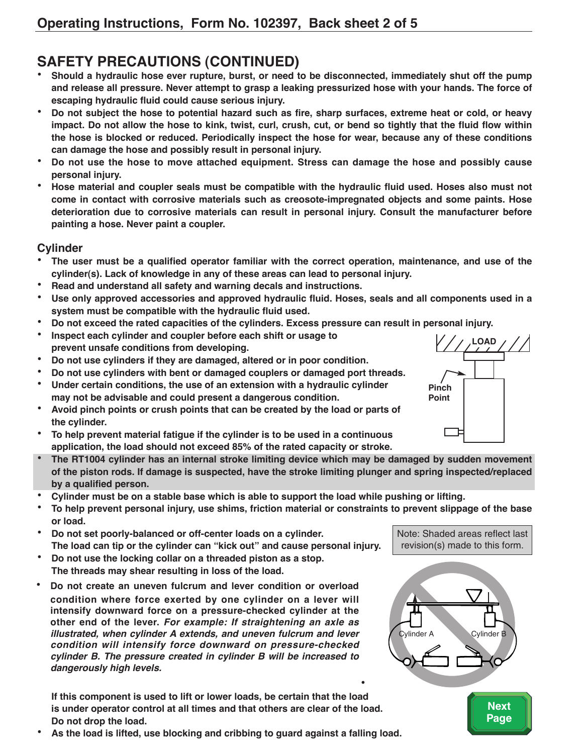## SAFETY PRECAUTIONS (CONTINUED)

- **Should a hydraulic hose ever rupture, burst, or need to be disconnected, immediately shut off the pump and release all pressure. Never attempt to grasp a leaking pressurized hose with your hands. The force of escaping hydraulic fluid could cause serious injury.**
- **Do not subject the hose to potential hazard such as fire, sharp surfaces, extreme heat or cold, or heavy impact. Do not allow the hose to kink, twist, curl, crush, cut, or bend so tightly that the fluid flow within the hose is blocked or reduced. Periodically inspect the hose for wear, because any of these conditions can damage the hose and possibly result in personal injury.**
- **Do not use the hose to move attached equipment. Stress can damage the hose and possibly cause personal injury.**
- **Hose material and coupler seals must be compatible with the hydraulic fluid used. Hoses also must not come in contact with corrosive materials such as creosote-impregnated objects and some paints. Hose deterioration due to corrosive materials can result in personal injury. Consult the manufacturer before painting a hose. Never paint a coupler.**

### Cylinder

- **The user must be a qualified operator familiar with the correct operation, maintenance, and use of the cylinder(s). Lack of knowledge in any of these areas can lead to personal injury.**
- **Read and understand all safety and warning decals and instructions.**
- **Use only approved accessories and approved hydraulic fluid. Hoses, seals and all components used in a system must be compatible with the hydraulic fluid used.**
- **Do not exceed the rated capacities of the cylinders. Excess pressure can result in personal injury.**
- **Inspect each cylinder and coupler before each shift or usage to prevent unsafe conditions from developing.**
- **Do not use cylinders if they are damaged, altered or in poor condition.**
- **Do not use cylinders with bent or damaged couplers or damaged port threads.**
- **Under certain conditions, the use of an extension with a hydraulic cylinder may not be advisable and could present a dangerous condition.**
- **Avoid pinch points or crush points that can be created by the load or parts of the cylinder.**
- **To help prevent material fatigue if the cylinder is to be used in a continuous application, the load should not exceed 85% of the rated capacity or stroke.**
- **The RT1004 cylinder has an internal stroke limiting device which may be damaged by sudden movement of the piston rods. If damage is suspected, have the stroke limiting plunger and spring inspected/replaced by a qualified person.**
- **Cylinder must be on a stable base which is able to support the load while pushing or lifting.**
- **To help prevent personal injury, use shims, friction material or constraints to prevent slippage of the base or load.**
- **Do not set poorly-balanced or off-center loads on a cylinder. The load can tip or the cylinder can "kick out" and cause personal injury.**
- **Do not use the locking collar on a threaded piston as a stop. The threads may shear resulting in loss of the load.**
- **Do not create an uneven fulcrum and lever condition or overload condition where force exerted by one cylinder on a lever will intensify downward force on a pressure-checked cylinder at the other end of the lever.** ***For example: If straightening an axle as illustrated, when cylinder A extends, and uneven fulcrum and lever condition will intensify force downward on pressure-checked cylinder B. The pressure created in cylinder B will be increased to dangerously high levels.***

Note: Shaded areas reflect last revision(s) made to this form.

- **If this component is used to lift or lower loads, be certain that the load is under operator control at all times and that others are clear of the load. Do not drop the load.**
- **As the load is lifted, use blocking and cribbing to guard against a falling load.**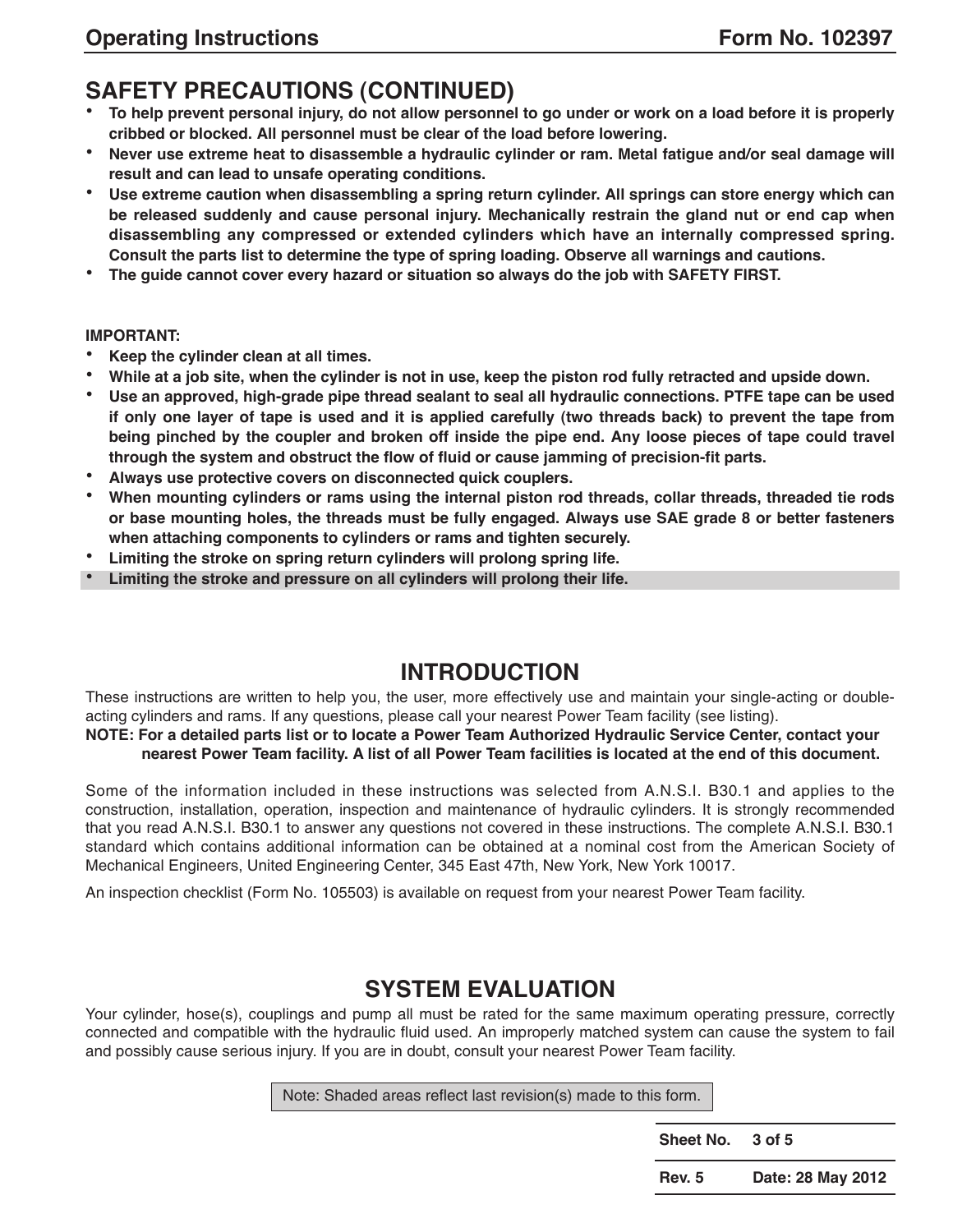## SAFETY PRECAUTIONS (CONTINUED)

- **To help prevent personal injury, do not allow personnel to go under or work on a load before it is properly cribbed or blocked. All personnel must be clear of the load before lowering.**
- **Never use extreme heat to disassemble a hydraulic cylinder or ram. Metal fatigue and/or seal damage will result and can lead to unsafe operating conditions.**
- **Use extreme caution when disassembling a spring return cylinder. All springs can store energy which can be released suddenly and cause personal injury. Mechanically restrain the gland nut or end cap when disassembling any compressed or extended cylinders which have an internally compressed spring. Consult the parts list to determine the type of spring loading. Observe all warnings and cautions.**
- **The guide cannot cover every hazard or situation so always do the job with SAFETY FIRST.**

**IMPORTANT:**

- **Keep the cylinder clean at all times.**
- **While at a job site, when the cylinder is not in use, keep the piston rod fully retracted and upside down.**
- **Use an approved, high-grade pipe thread sealant to seal all hydraulic connections. PTFE tape can be used if only one layer of tape is used and it is applied carefully (two threads back) to prevent the tape from being pinched by the coupler and broken off inside the pipe end. Any loose pieces of tape could travel through the system and obstruct the flow of fluid or cause jamming of precision-fit parts.**
- **Always use protective covers on disconnected quick couplers.**
- **When mounting cylinders or rams using the internal piston rod threads, collar threads, threaded tie rods or base mounting holes, the threads must be fully engaged. Always use SAE grade 8 or better fasteners when attaching components to cylinders or rams and tighten securely.**
- **Limiting the stroke on spring return cylinders will prolong spring life.**
- **Limiting the stroke and pressure on all cylinders will prolong their life.**

## INTRODUCTION

These instructions are written to help you, the user, more effectively use and maintain your single-acting or double-acting cylinders and rams. If any questions, please call your nearest Power Team facility (see listing).

**NOTE: For a detailed parts list or to locate a Power Team Authorized Hydraulic Service Center, contact your nearest Power Team facility. A list of all Power Team facilities is located at the end of this document.**

Some of the information included in these instructions was selected from A.N.S.I. B30.1 and applies to the construction, installation, operation, inspection and maintenance of hydraulic cylinders. It is strongly recommended that you read A.N.S.I. B30.1 to answer any questions not covered in these instructions. The complete A.N.S.I. B30.1 standard which contains additional information can be obtained at a nominal cost from the American Society of Mechanical Engineers, United Engineering Center, 345 East 47th, New York, New York 10017.

An inspection checklist (Form No. 105503) is available on request from your nearest Power Team facility.

## SYSTEM EVALUATION

Your cylinder, hose(s), couplings and pump all must be rated for the same maximum operating pressure, correctly connected and compatible with the hydraulic fluid used. An improperly matched system can cause the system to fail and possibly cause serious injury. If you are in doubt, consult your nearest Power Team facility.

Note: Shaded areas reflect last revision(s) made to this form.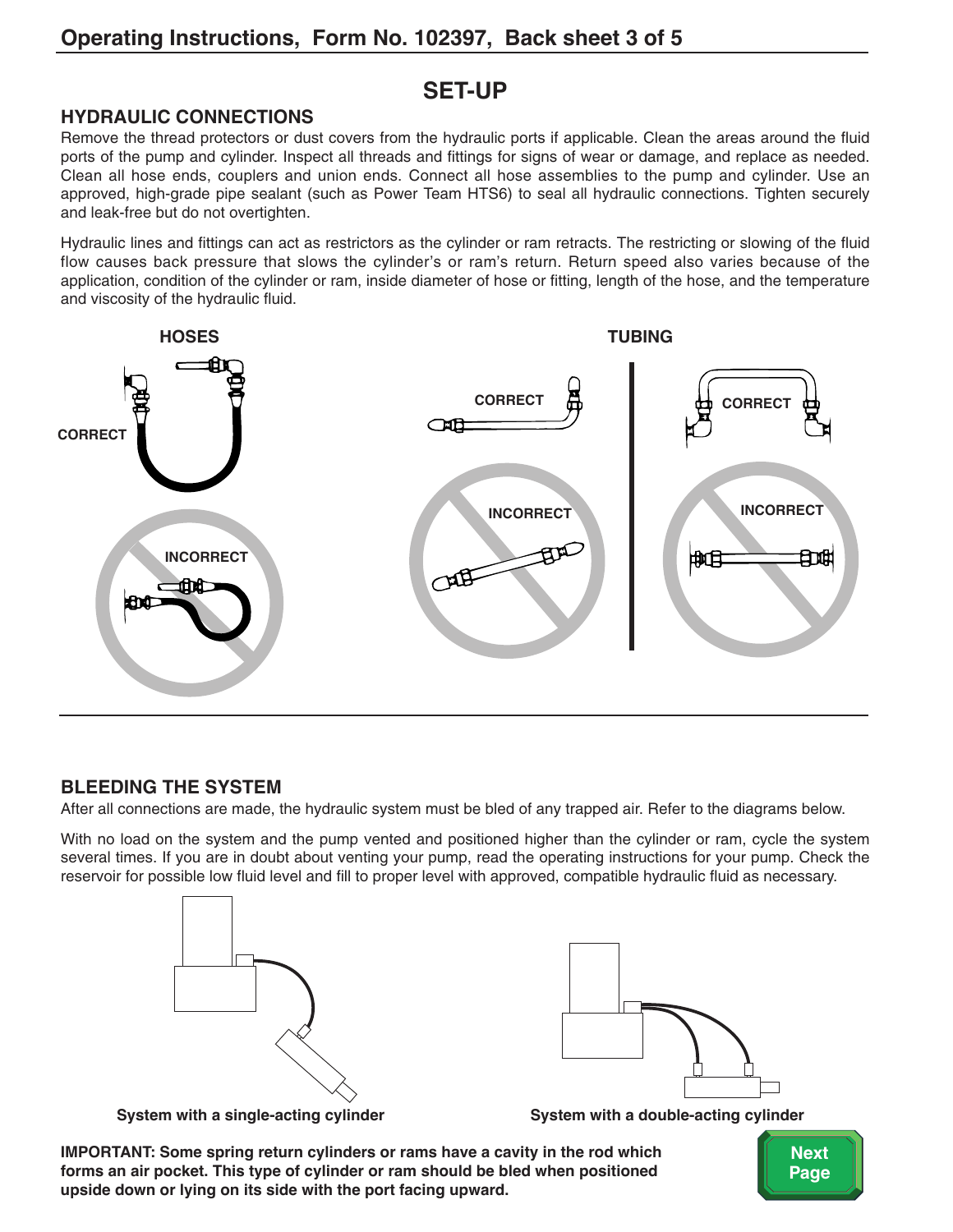# SET-UP

## HYDRAULIC CONNECTIONS

Remove the thread protectors or dust covers from the hydraulic ports if applicable. Clean the areas around the fluid ports of the pump and cylinder. Inspect all threads and fittings for signs of wear or damage, and replace as needed. Clean all hose ends, couplers and union ends. Connect all hose assemblies to the pump and cylinder. Use an approved, high-grade pipe sealant (such as Power Team HTS6) to seal all hydraulic connections. Tighten securely and leak-free but do not overtighten.

Hydraulic lines and fittings can act as restrictors as the cylinder or ram retracts. The restricting or slowing of the fluid flow causes back pressure that slows the cylinder's or ram's return. Return speed also varies because of the application, condition of the cylinder or ram, inside diameter of hose or fitting, length of the hose, and the temperature and viscosity of the hydraulic fluid.

**HOSES**

CORRECT

INCORRECT

**TUBING**

CORRECT

INCORRECT

CORRECT

INCORRECT

## BLEEDING THE SYSTEM

After all connections are made, the hydraulic system must be bled of any trapped air. Refer to the diagrams below.

With no load on the system and the pump vented and positioned higher than the cylinder or ram, cycle the system several times. If you are in doubt about venting your pump, read the operating instructions for your pump. Check the reservoir for possible low fluid level and fill to proper level with approved, compatible hydraulic fluid as necessary.

**System with a single-acting cylinder**

**System with a double-acting cylinder**

**IMPORTANT: Some spring return cylinders or rams have a cavity in the rod which forms an air pocket. This type of cylinder or ram should be bled when positioned upside down or lying on its side with the port facing upward.**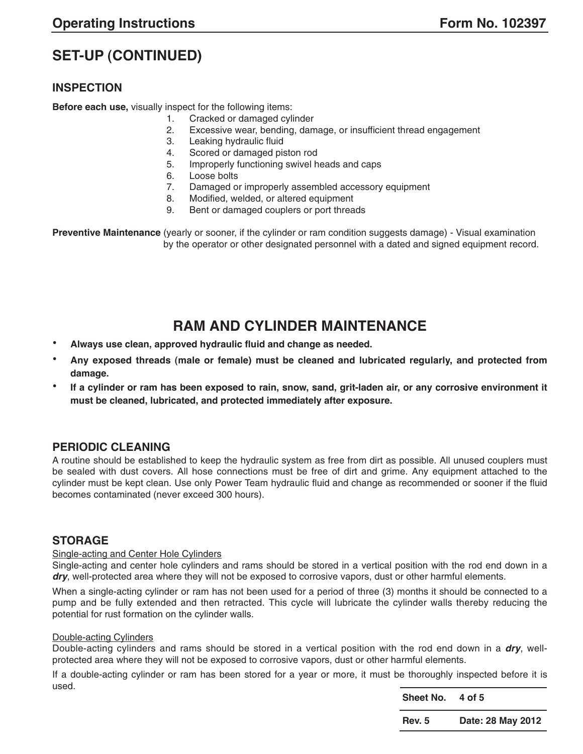## SET-UP (CONTINUED)

### INSPECTION

**Before each use,** visually inspect for the following items:

1. Cracked or damaged cylinder
2. Excessive wear, bending, damage, or insufficient thread engagement
3. Leaking hydraulic fluid
4. Scored or damaged piston rod
5. Improperly functioning swivel heads and caps
6. Loose bolts
7. Damaged or improperly assembled accessory equipment
8. Modified, welded, or altered equipment
9. Bent or damaged couplers or port threads

**Preventive Maintenance** (yearly or sooner, if the cylinder or ram condition suggests damage) - Visual examination by the operator or other designated personnel with a dated and signed equipment record.

## RAM AND CYLINDER MAINTENANCE

- **Always use clean, approved hydraulic fluid and change as needed.**
- **Any exposed threads (male or female) must be cleaned and lubricated regularly, and protected from damage.**
- **If a cylinder or ram has been exposed to rain, snow, sand, grit-laden air, or any corrosive environment it must be cleaned, lubricated, and protected immediately after exposure.**

### PERIODIC CLEANING

A routine should be established to keep the hydraulic system as free from dirt as possible. All unused couplers must be sealed with dust covers. All hose connections must be free of dirt and grime. Any equipment attached to the cylinder must be kept clean. Use only Power Team hydraulic fluid and change as recommended or sooner if the fluid becomes contaminated (never exceed 300 hours).

### STORAGE

Single-acting and Center Hole Cylinders

Single-acting and center hole cylinders and rams should be stored in a vertical position with the rod end down in a ***dry***, well-protected area where they will not be exposed to corrosive vapors, dust or other harmful elements.

When a single-acting cylinder or ram has not been used for a period of three (3) months it should be connected to a pump and be fully extended and then retracted. This cycle will lubricate the cylinder walls thereby reducing the potential for rust formation on the cylinder walls.

Double-acting Cylinders

Double-acting cylinders and rams should be stored in a vertical position with the rod end down in a ***dry***, well-protected area where they will not be exposed to corrosive vapors, dust or other harmful elements.

If a double-acting cylinder or ram has been stored for a year or more, it must be thoroughly inspected before it is used.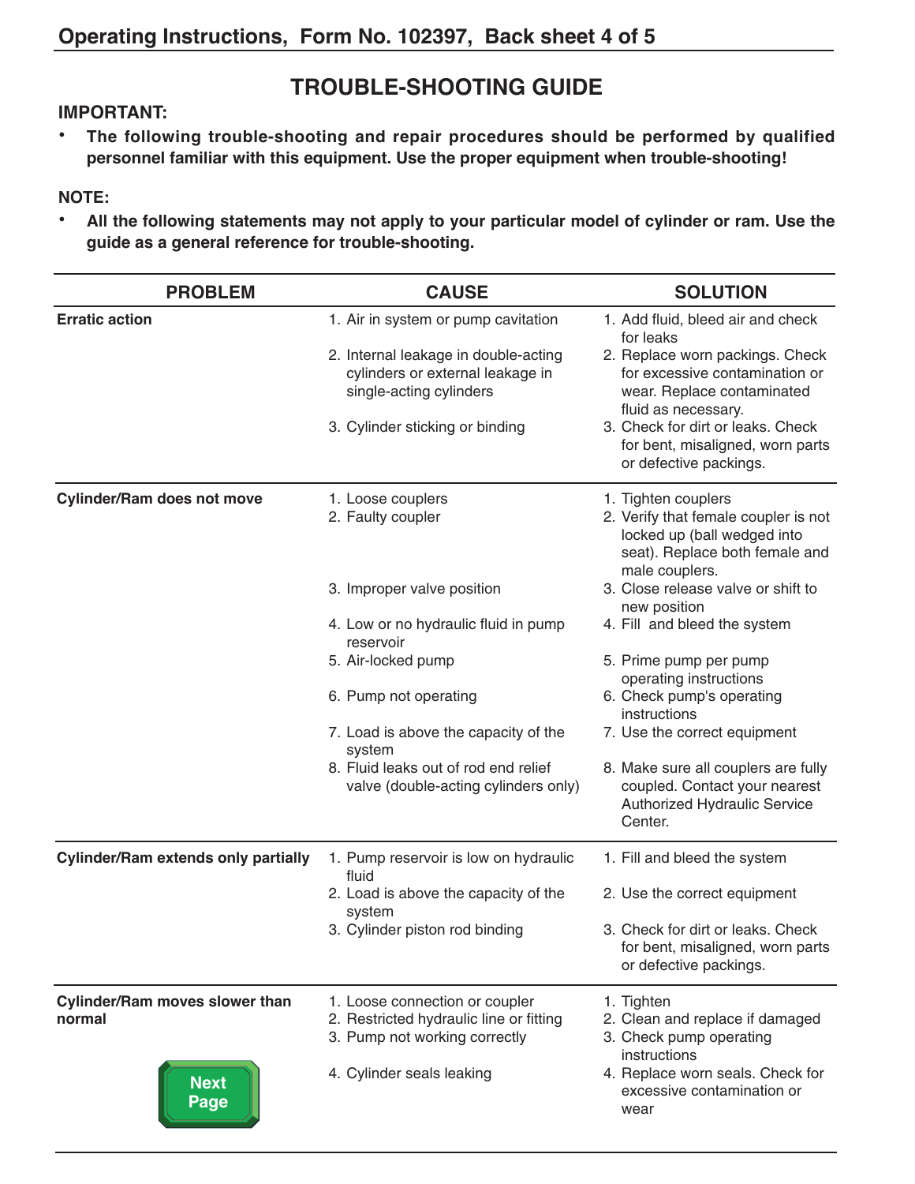# TROUBLE-SHOOTING GUIDE

**IMPORTANT:**

- **The following trouble-shooting and repair procedures should be performed by qualified personnel familiar with this equipment. Use the proper equipment when trouble-shooting!**

**NOTE:**

- **All the following statements may not apply to your particular model of cylinder or ram. Use the guide as a general reference for trouble-shooting.**

| PROBLEM | CAUSE | SOLUTION |
|---|---|---|
| **Erratic action** | 1. Air in system or pump cavitation | 1. Add fluid, bleed air and check for leaks |
| | 2. Internal leakage in double-acting cylinders or external leakage in single-acting cylinders | 2. Replace worn packings. Check for excessive contamination or wear. Replace contaminated fluid as necessary. |
| | 3. Cylinder sticking or binding | 3. Check for dirt or leaks. Check for bent, misaligned, worn parts or defective packings. |
| **Cylinder/Ram does not move** | 1. Loose couplers | 1. Tighten couplers |
| | 2. Faulty coupler | 2. Verify that female coupler is not locked up (ball wedged into seat). Replace both female and male couplers. |
| | 3. Improper valve position | 3. Close release valve or shift to new position |
| | 4. Low or no hydraulic fluid in pump reservoir | 4. Fill and bleed the system |
| | 5. Air-locked pump | 5. Prime pump per pump operating instructions |
| | 6. Pump not operating | 6. Check pump's operating instructions |
| | 7. Load is above the capacity of the system | 7. Use the correct equipment |
| | 8. Fluid leaks out of rod end relief valve (double-acting cylinders only) | 8. Make sure all couplers are fully coupled. Contact your nearest Authorized Hydraulic Service Center. |
| **Cylinder/Ram extends only partially** | 1. Pump reservoir is low on hydraulic fluid | 1. Fill and bleed the system |
| | 2. Load is above the capacity of the system | 2. Use the correct equipment |
| | 3. Cylinder piston rod binding | 3. Check for dirt or leaks. Check for bent, misaligned, worn parts or defective packings. |
| **Cylinder/Ram moves slower than normal** | 1. Loose connection or coupler | 1. Tighten |
| | 2. Restricted hydraulic line or fitting | 2. Clean and replace if damaged |
| | 3. Pump not working correctly | 3. Check pump operating instructions |
| | 4. Cylinder seals leaking | 4. Replace worn seals. Check for excessive contamination or wear |

Next Page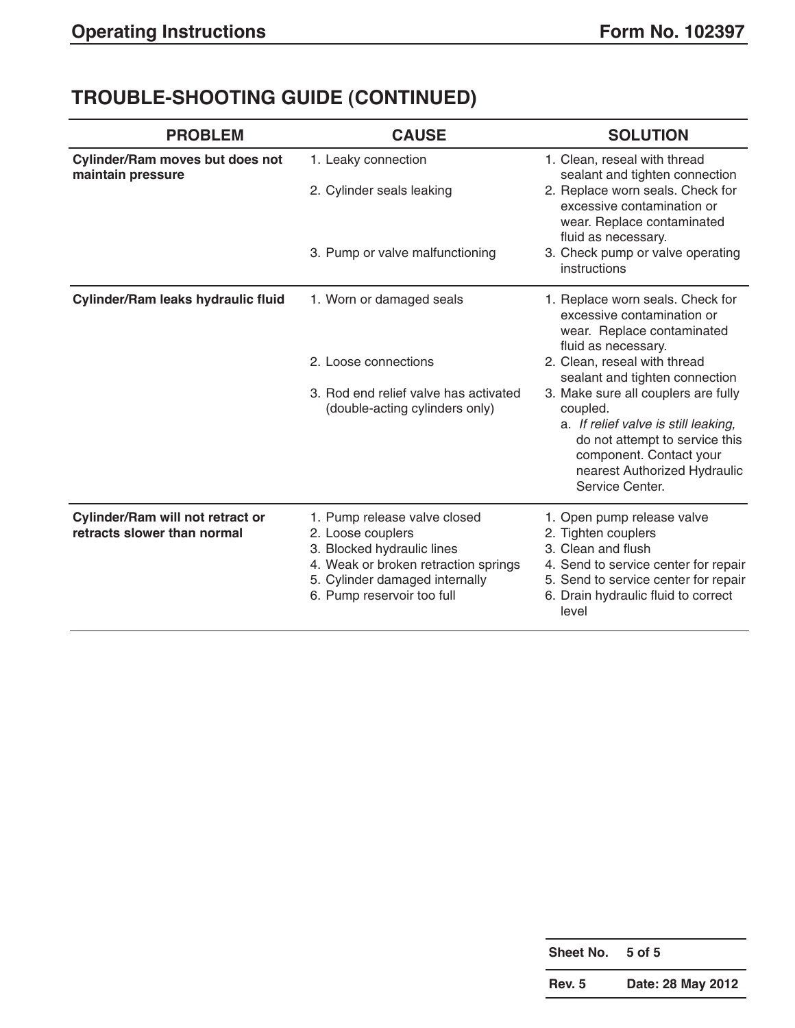## TROUBLE-SHOOTING GUIDE (CONTINUED)

| PROBLEM | CAUSE | SOLUTION |
|---|---|---|
| **Cylinder/Ram moves but does not maintain pressure** | 1. Leaky connection | 1. Clean, reseal with thread sealant and tighten connection |
| | 2. Cylinder seals leaking | 2. Replace worn seals. Check for excessive contamination or wear. Replace contaminated fluid as necessary. |
| | 3. Pump or valve malfunctioning | 3. Check pump or valve operating instructions |
| **Cylinder/Ram leaks hydraulic fluid** | 1. Worn or damaged seals | 1. Replace worn seals. Check for excessive contamination or wear. Replace contaminated fluid as necessary. |
| | 2. Loose connections | 2. Clean, reseal with thread sealant and tighten connection |
| | 3. Rod end relief valve has activated (double-acting cylinders only) | 3. Make sure all couplers are fully coupled. a. *If relief valve is still leaking,* do not attempt to service this component. Contact your nearest Authorized Hydraulic Service Center. |
| **Cylinder/Ram will not retract or retracts slower than normal** | 1. Pump release valve closed | 1. Open pump release valve |
| | 2. Loose couplers | 2. Tighten couplers |
| | 3. Blocked hydraulic lines | 3. Clean and flush |
| | 4. Weak or broken retraction springs | 4. Send to service center for repair |
| | 5. Cylinder damaged internally | 5. Send to service center for repair |
| | 6. Pump reservoir too full | 6. Drain hydraulic fluid to correct level |

| | |
|---|---|
| **Sheet No.** | **5 of 5** |
| **Rev. 5** | **Date: 28 May 2012** |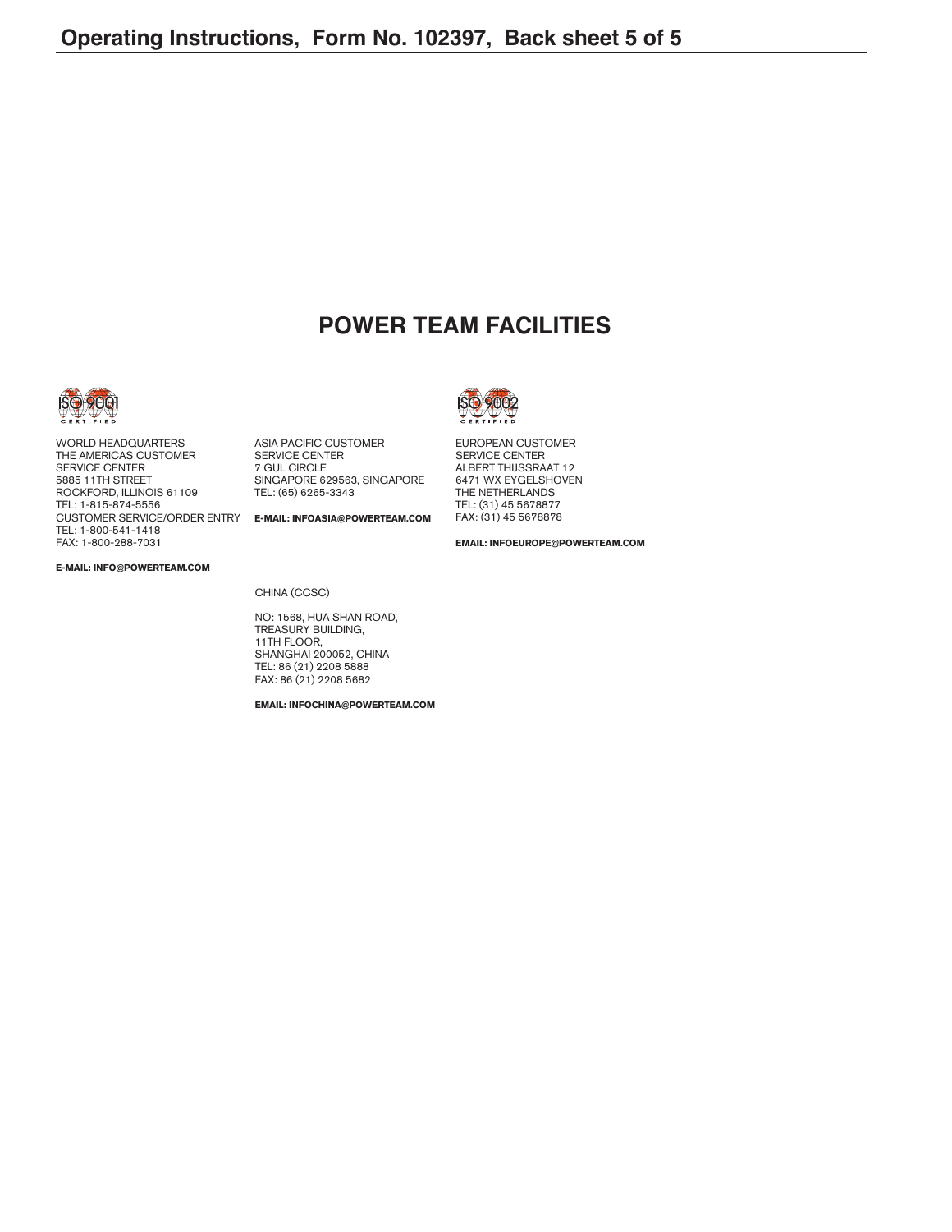# POWER TEAM FACILITIES

ISO 9001 CERTIFIED

WORLD HEADQUARTERS
THE AMERICAS CUSTOMER
SERVICE CENTER
5885 11TH STREET
ROCKFORD, ILLINOIS 61109
TEL: 1-815-874-5556
CUSTOMER SERVICE/ORDER ENTRY
TEL: 1-800-541-1418
FAX: 1-800-288-7031

**E-MAIL: INFO@POWERTEAM.COM**

ASIA PACIFIC CUSTOMER
SERVICE CENTER
7 GUL CIRCLE
SINGAPORE 629563, SINGAPORE
TEL: (65) 6265-3343

**E-MAIL: INFOASIA@POWERTEAM.COM**

CHINA (CCSC)

NO: 1568, HUA SHAN ROAD,
TREASURY BUILDING,
11TH FLOOR,
SHANGHAI 200052, CHINA
TEL: 86 (21) 2208 5888
FAX: 86 (21) 2208 5682

**EMAIL: INFOCHINA@POWERTEAM.COM**

ISO 9002 CERTIFIED

EUROPEAN CUSTOMER
SERVICE CENTER
ALBERT THIJSSRAAT 12
6471 WX EYGELSHOVEN
THE NETHERLANDS
TEL: (31) 45 5678877
FAX: (31) 45 5678878

**EMAIL: INFOEUROPE@POWERTEAM.COM**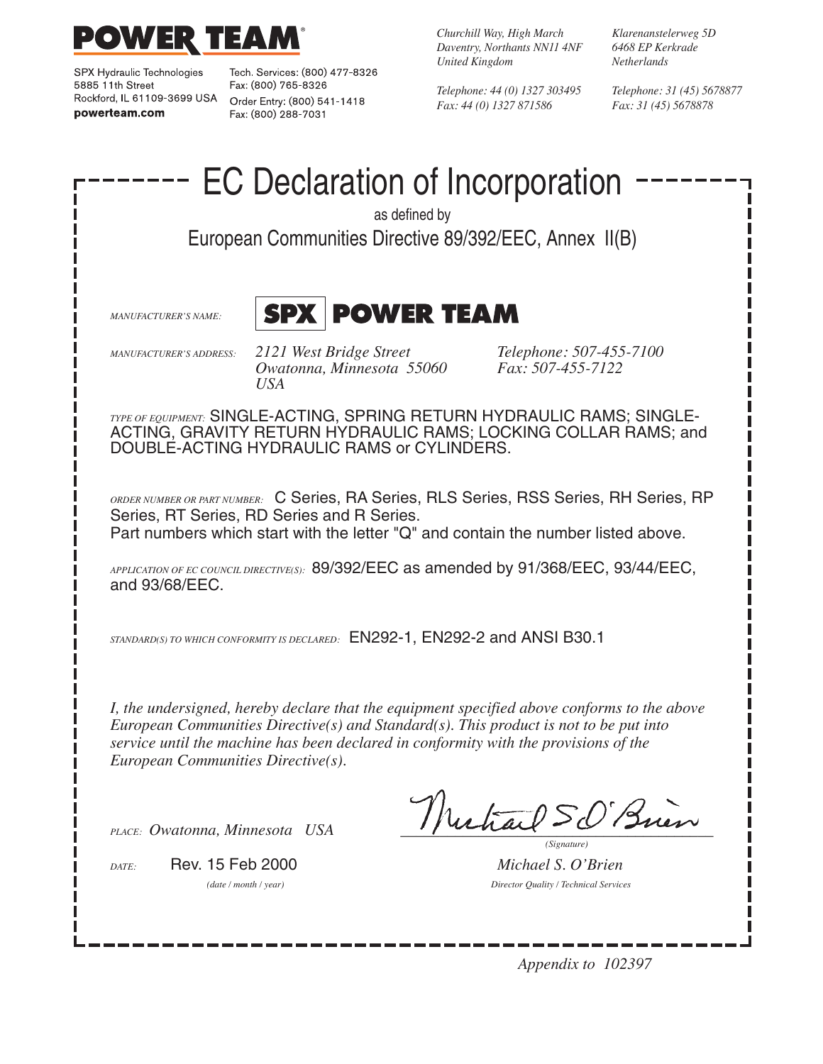**POWER TEAM**®

SPX Hydraulic Technologies
5885 11th Street
Rockford, IL 61109-3699 USA
**powerteam.com**

Tech. Services: (800) 477-8326
Fax: (800) 765-8326
Order Entry: (800) 541-1418
Fax: (800) 288-7031

*Churchill Way, High March*
*Daventry, Northants NN11 4NF*
*United Kingdom*

*Telephone: 44 (0) 1327 303495*
*Fax: 44 (0) 1327 871586*

*Klarenanstelerweg 5D*
*6468 EP Kerkrade*
*Netherlands*

*Telephone: 31 (45) 5678877*
*Fax: 31 (45) 5678878*

# EC Declaration of Incorporation

as defined by

European Communities Directive 89/392/EEC, Annex II(B)

*MANUFACTURER'S NAME:* **SPX | POWER TEAM**

*MANUFACTURER'S ADDRESS:* *2121 West Bridge Street, Owatonna, Minnesota 55060, USA*
*Telephone: 507-455-7100*
*Fax: 507-455-7122*

*TYPE OF EQUIPMENT:* SINGLE-ACTING, SPRING RETURN HYDRAULIC RAMS; SINGLE-ACTING, GRAVITY RETURN HYDRAULIC RAMS; LOCKING COLLAR RAMS; and DOUBLE-ACTING HYDRAULIC RAMS or CYLINDERS.

*ORDER NUMBER OR PART NUMBER:* C Series, RA Series, RLS Series, RSS Series, RH Series, RP Series, RT Series, RD Series and R Series.
Part numbers which start with the letter "Q" and contain the number listed above.

*APPLICATION OF EC COUNCIL DIRECTIVE(S):* 89/392/EEC as amended by 91/368/EEC, 93/44/EEC, and 93/68/EEC.

*STANDARD(S) TO WHICH CONFORMITY IS DECLARED:* EN292-1, EN292-2 and ANSI B30.1

*I, the undersigned, hereby declare that the equipment specified above conforms to the above European Communities Directive(s) and Standard(s). This product is not to be put into service until the machine has been declared in conformity with the provisions of the European Communities Directive(s).*

*PLACE:* *Owatonna, Minnesota USA*

*DATE:* Rev. 15 Feb 2000
*(date / month / year)*

*(Signature)*
*Michael S. O'Brien*
*Director Quality / Technical Services*

*Appendix to 102397*